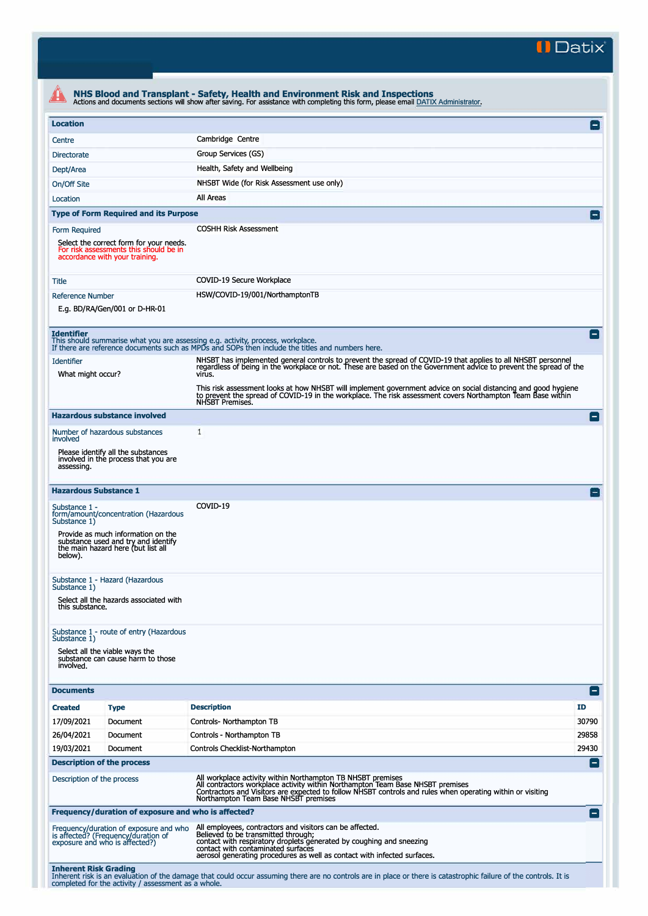# NHS Blood and Transplant - Safety, Health and Environment Risk and Inspections

Actions and documents sections will show after saving. For assistance with completing this form, please email DATIX Administrator.

## Location

| | |
|---|---|
| Centre | Cambridge Centre |
| Directorate | Group Services (GS) |
| Dept/Area | Health, Safety and Wellbeing |
| On/Off Site | NHSBT Wide (for Risk Assessment use only) |
| Location | All Areas |

## Type of Form Required and its Purpose

| | |
|---|---|
| Form Required<br>Select the correct form for your needs. For risk assessments this should be in accordance with your training. | COSHH Risk Assessment |
| Title | COVID-19 Secure Workplace |
| Reference Number<br>E.g. BD/RA/Gen/001 or D-HR-01 | HSW/COVID-19/001/NorthamptonTB |

## Identifier

This should summarise what you are assessing e.g. activity, process, workplace.
If there are reference documents such as MPDs and SOPs then include the titles and numbers here.

| | |
|---|---|
| Identifier<br>What might occur? | NHSBT has implemented general controls to prevent the spread of COVID-19 that applies to all NHSBT personnel regardless of being in the workplace or not. These are based on the Government advice to prevent the spread of the virus.<br><br>This risk assessment looks at how NHSBT will implement government advice on social distancing and good hygiene to prevent the spread of COVID-19 in the workplace. The risk assessment covers Northampton Team Base within NHSBT Premises. |

## Hazardous substance involved

| | |
|---|---|
| Number of hazardous substances involved<br>Please identify all the substances involved in the process that you are assessing. | 1 |

## Hazardous Substance 1

| | |
|---|---|
| Substance 1 - form/amount/concentration (Hazardous Substance 1)<br>Provide as much information on the substance used and try and identify the main hazard here (but list all below). | COVID-19 |
| Substance 1 - Hazard (Hazardous Substance 1)<br>Select all the hazards associated with this substance. | |
| Substance 1 - route of entry (Hazardous Substance 1)<br>Select all the viable ways the substance can cause harm to those involved. | |

## Documents

| Created | Type | Description | ID |
|---|---|---|---|
| 17/09/2021 | Document | Controls- Northampton TB | 30790 |
| 26/04/2021 | Document | Controls - Northampton TB | 29858 |
| 19/03/2021 | Document | Controls Checklist-Northampton | 29430 |

## Description of the process

| | |
|---|---|
| Description of the process | All workplace activity within Northampton TB NHSBT premises<br>All contractors workplace activity within Northampton Team Base NHSBT premises<br>Contractors and Visitors are expected to follow NHSBT controls and rules when operating within or visiting Northampton Team Base NHSBT premises |

## Frequency/duration of exposure and who is affected?

| | |
|---|---|
| Frequency/duration of exposure and who is affected? (Frequency/duration of exposure and who is affected?) | All employees, contractors and visitors can be affected.<br>Believed to be transmitted through;<br>contact with respiratory droplets generated by coughing and sneezing<br>contact with contaminated surfaces<br>aerosol generating procedures as well as contact with infected surfaces. |

## Inherent Risk Grading

Inherent risk is an evaluation of the damage that could occur assuming there are no controls are in place or there is catastrophic failure of the controls. It is completed for the activity / assessment as a whole.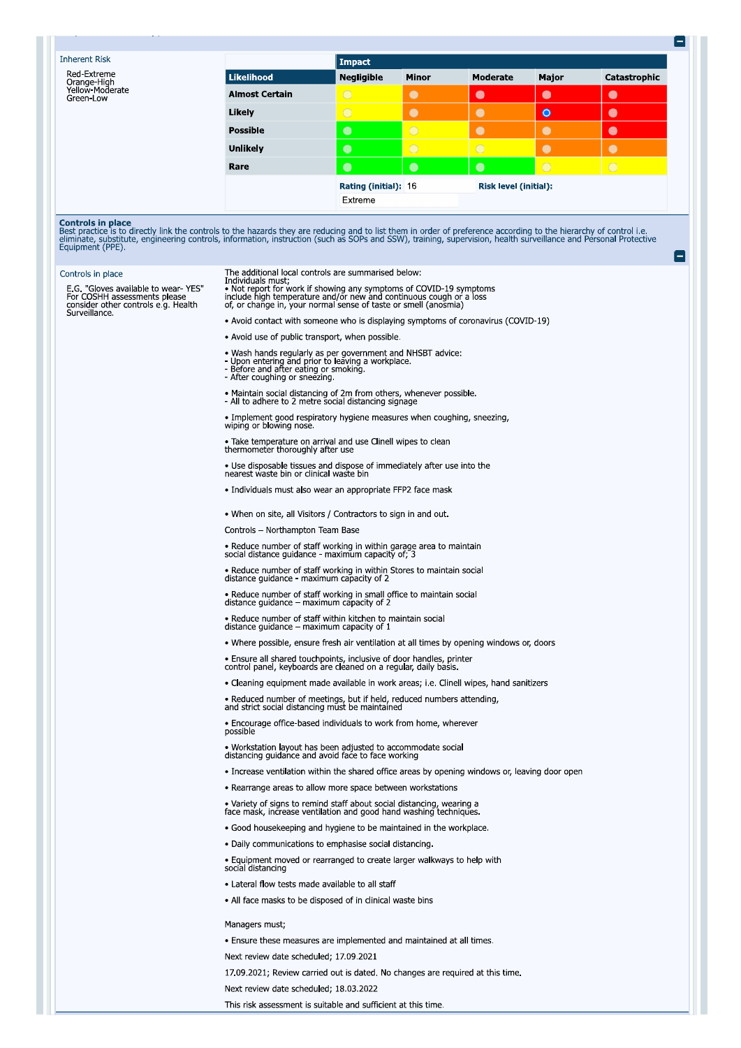Inherent Risk

Red-Extreme
Orange-High
Yellow-Moderate
Green-Low

| | Impact | | | | |
|---|---|---|---|---|---|
| **Likelihood** | **Negligible** | **Minor** | **Moderate** | **Major** | **Catastrophic** |
| **Almost Certain** | | | | | |
| **Likely** | | | | ◉ | |
| **Possible** | | | | | |
| **Unlikely** | | | | | |
| **Rare** | | | | | |

**Rating (initial):** 16 **Risk level (initial):** Extreme

**Controls in place**
Best practice is to directly link the controls to the hazards they are reducing and to list them in order of preference according to the hierarchy of control i.e. eliminate, substitute, engineering controls, information, instruction (such as SOPs and SSW), training, supervision, health surveillance and Personal Protective Equipment (PPE).

Controls in place

E.G. "Gloves available to wear- YES" For COSHH assessments please consider other controls e.g. Health Surveillance.

The additional local controls are summarised below:
Individuals must;
• Not report for work if showing any symptoms of COVID-19 symptoms include high temperature and/or new and continuous cough or a loss of, or change in, your normal sense of taste or smell (anosmia)

• Avoid contact with someone who is displaying symptoms of coronavirus (COVID-19)

• Avoid use of public transport, when possible.

• Wash hands regularly as per government and NHSBT advice:
- Upon entering and prior to leaving a workplace.
- Before and after eating or smoking.
- After coughing or sneezing.

• Maintain social distancing of 2m from others, whenever possible.
- All to adhere to 2 metre social distancing signage

• Implement good respiratory hygiene measures when coughing, sneezing, wiping or blowing nose.

• Take temperature on arrival and use Clinell wipes to clean thermometer thoroughly after use

• Use disposable tissues and dispose of immediately after use into the nearest waste bin or clinical waste bin

• Individuals must also wear an appropriate FFP2 face mask

• When on site, all Visitors / Contractors to sign in and out.

Controls – Northampton Team Base

• Reduce number of staff working in within garage area to maintain social distance guidance - maximum capacity of; 3

• Reduce number of staff working in within Stores to maintain social distance guidance - maximum capacity of 2

• Reduce number of staff working in small office to maintain social distance guidance – maximum capacity of 2

• Reduce number of staff within kitchen to maintain social distance guidance – maximum capacity of 1

• Where possible, ensure fresh air ventilation at all times by opening windows or, doors

• Ensure all shared touchpoints, inclusive of door handles, printer control panel, keyboards are cleaned on a regular, daily basis.

• Cleaning equipment made available in work areas; i.e. Clinell wipes, hand sanitizers

• Reduced number of meetings, but if held, reduced numbers attending, and strict social distancing must be maintained

• Encourage office-based individuals to work from home, wherever possible

• Workstation layout has been adjusted to accommodate social distancing guidance and avoid face to face working

• Increase ventilation within the shared office areas by opening windows or, leaving door open

• Rearrange areas to allow more space between workstations

• Variety of signs to remind staff about social distancing, wearing a face mask, increase ventilation and good hand washing techniques.

• Good housekeeping and hygiene to be maintained in the workplace.

• Daily communications to emphasise social distancing.

• Equipment moved or rearranged to create larger walkways to help with social distancing

• Lateral flow tests made available to all staff

• All face masks to be disposed of in clinical waste bins

Managers must;

• Ensure these measures are implemented and maintained at all times.

Next review date scheduled; 17.09.2021

17.09.2021; Review carried out is dated. No changes are required at this time.

Next review date scheduled; 18.03.2022

This risk assessment is suitable and sufficient at this time.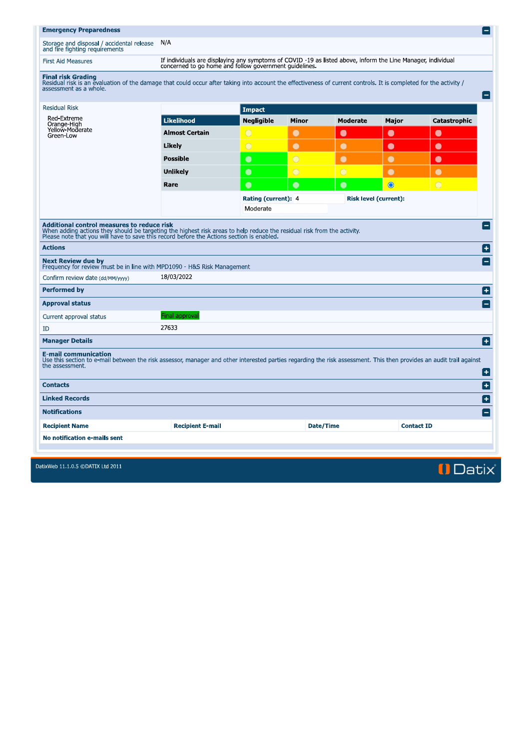## Emergency Preparedness

| | |
|---|---|
| Storage and disposal / accidental release and fire fighting requirements | N/A |
| First Aid Measures | If individuals are displaying any symptoms of COVID -19 as listed above, inform the Line Manager, individual concerned to go home and follow government guidelines. |

## Final risk Grading

Residual risk is an evaluation of the damage that could occur after taking into account the effectiveness of current controls. It is completed for the activity / assessment as a whole.

Residual Risk

Red-Extreme
Orange-High
Yellow-Moderate
Green-Low

| Likelihood | Negligible | Minor | Moderate | Major | Catastrophic |
|---|---|---|---|---|---|
| | Impact | | | | |
| Almost Certain | Yellow | Orange | Red | Red | Red |
| Likely | Yellow | Orange | Orange | Red | Red |
| Possible | Green | Yellow | Orange | Orange | Red |
| Unlikely | Green | Yellow | Yellow | Orange | Orange |
| Rare | Green | Green | Green | Yellow (selected) | Yellow |

Rating (current): 4

Risk level (current): Moderate

## Additional control measures to reduce risk

When adding actions they should be targeting the highest risk areas to help reduce the residual risk from the activity.
Please note that you will have to save this record before the Actions section is enabled.

## Actions

## Next Review due by

Frequency for review must be in line with MPD1090 - H&S Risk Management

Confirm review date (dd/MM/yyyy): 18/03/2022

## Performed by

## Approval status

| | |
|---|---|
| Current approval status | Final approval |
| ID | 27633 |

## Manager Details

## E-mail communication

Use this section to e-mail between the risk assessor, manager and other interested parties regarding the risk assessment. This then provides an audit trail against the assessment.

## Contacts

## Linked Records

## Notifications

| Recipient Name | Recipient E-mail | Date/Time | Contact ID |
|---|---|---|---|
| **No notification e-mails sent** | | | |

DatixWeb 11.1.0.5 ©DATIX Ltd 2011